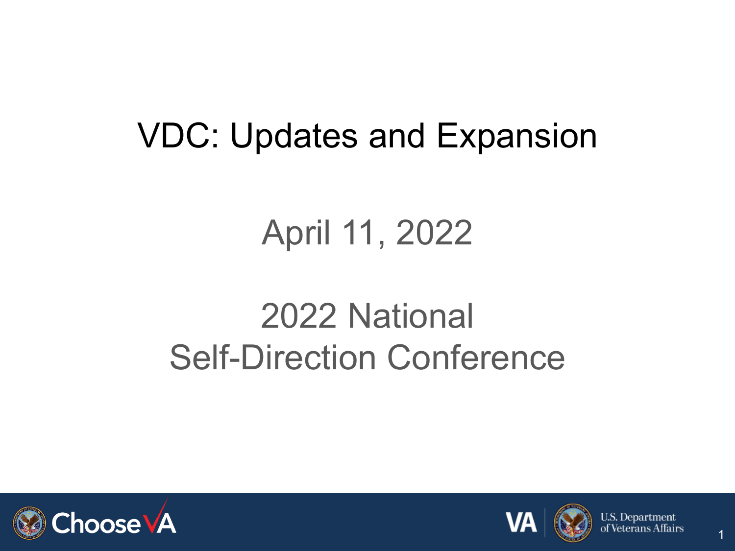# VDC: Updates and Expansion

April 11, 2022

2022 National
Self-Direction Conference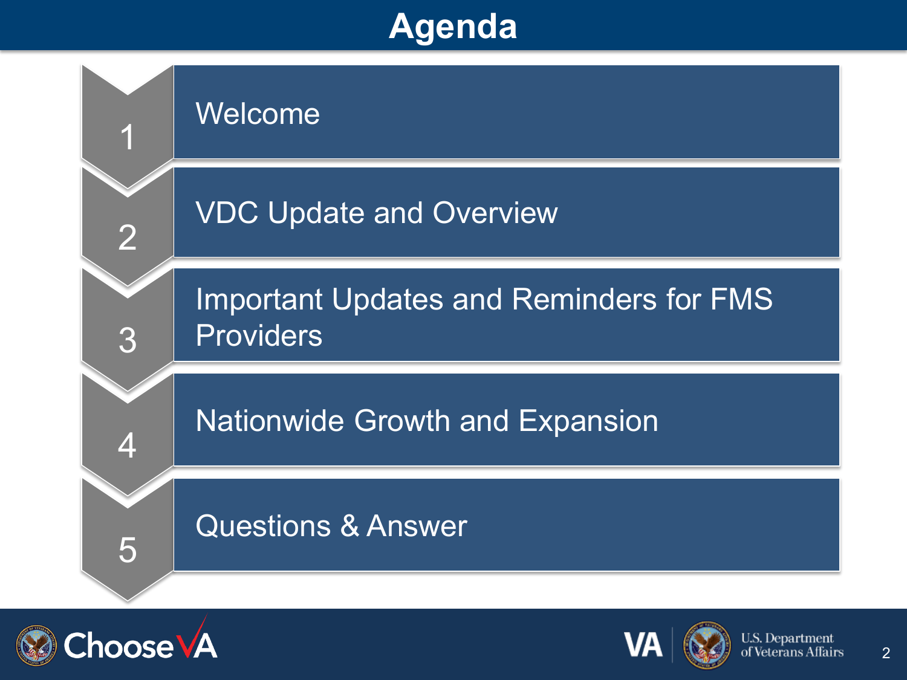# Agenda

1. Welcome
2. VDC Update and Overview
3. Important Updates and Reminders for FMS Providers
4. Nationwide Growth and Expansion
5. Questions & Answer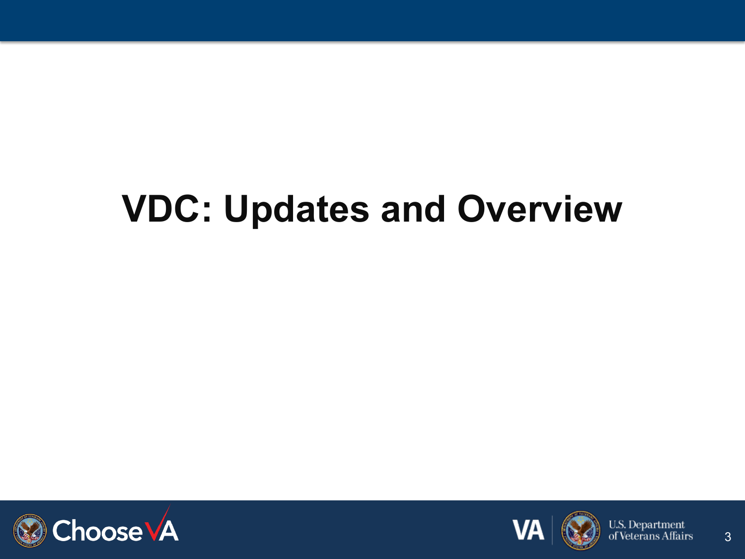# VDC: Updates and Overview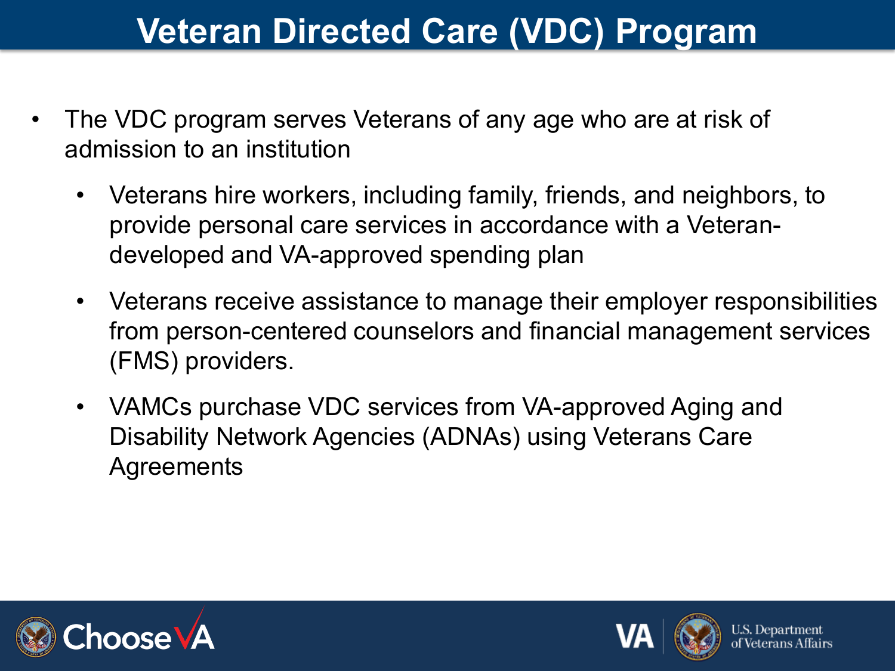# Veteran Directed Care (VDC) Program

- The VDC program serves Veterans of any age who are at risk of admission to an institution
  - Veterans hire workers, including family, friends, and neighbors, to provide personal care services in accordance with a Veteran-developed and VA-approved spending plan
  - Veterans receive assistance to manage their employer responsibilities from person-centered counselors and financial management services (FMS) providers.
  - VAMCs purchase VDC services from VA-approved Aging and Disability Network Agencies (ADNAs) using Veterans Care Agreements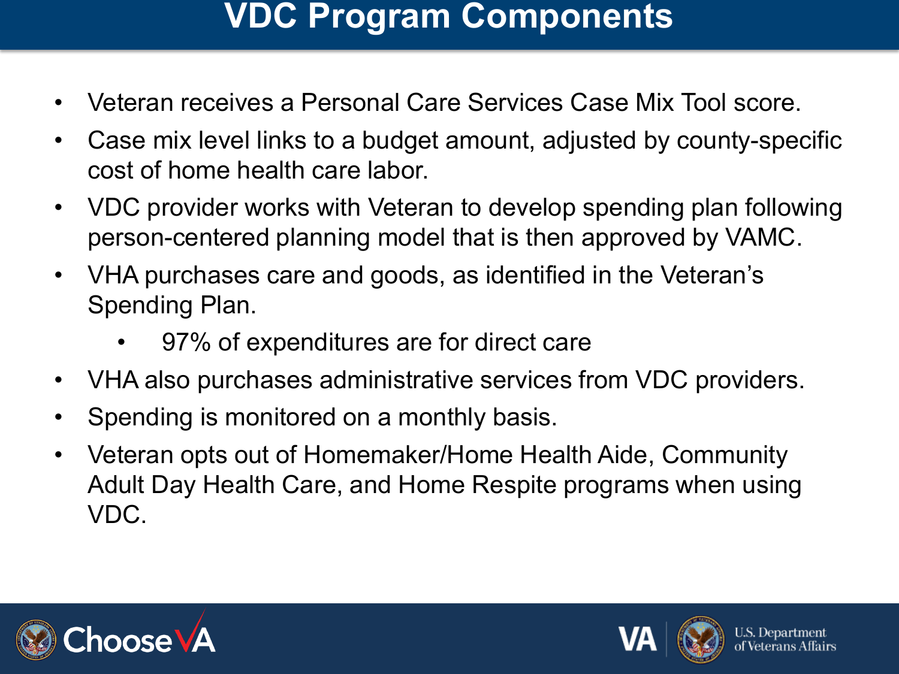# VDC Program Components

- Veteran receives a Personal Care Services Case Mix Tool score.
- Case mix level links to a budget amount, adjusted by county-specific cost of home health care labor.
- VDC provider works with Veteran to develop spending plan following person-centered planning model that is then approved by VAMC.
- VHA purchases care and goods, as identified in the Veteran's Spending Plan.
  - 97% of expenditures are for direct care
- VHA also purchases administrative services from VDC providers.
- Spending is monitored on a monthly basis.
- Veteran opts out of Homemaker/Home Health Aide, Community Adult Day Health Care, and Home Respite programs when using VDC.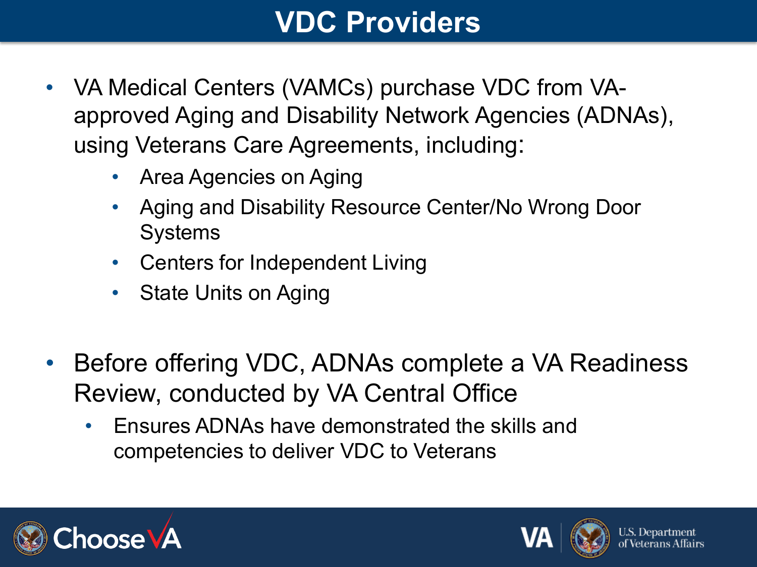# VDC Providers

- VA Medical Centers (VAMCs) purchase VDC from VA-approved Aging and Disability Network Agencies (ADNAs), using Veterans Care Agreements, including:
  - Area Agencies on Aging
  - Aging and Disability Resource Center/No Wrong Door Systems
  - Centers for Independent Living
  - State Units on Aging

- Before offering VDC, ADNAs complete a VA Readiness Review, conducted by VA Central Office
  - Ensures ADNAs have demonstrated the skills and competencies to deliver VDC to Veterans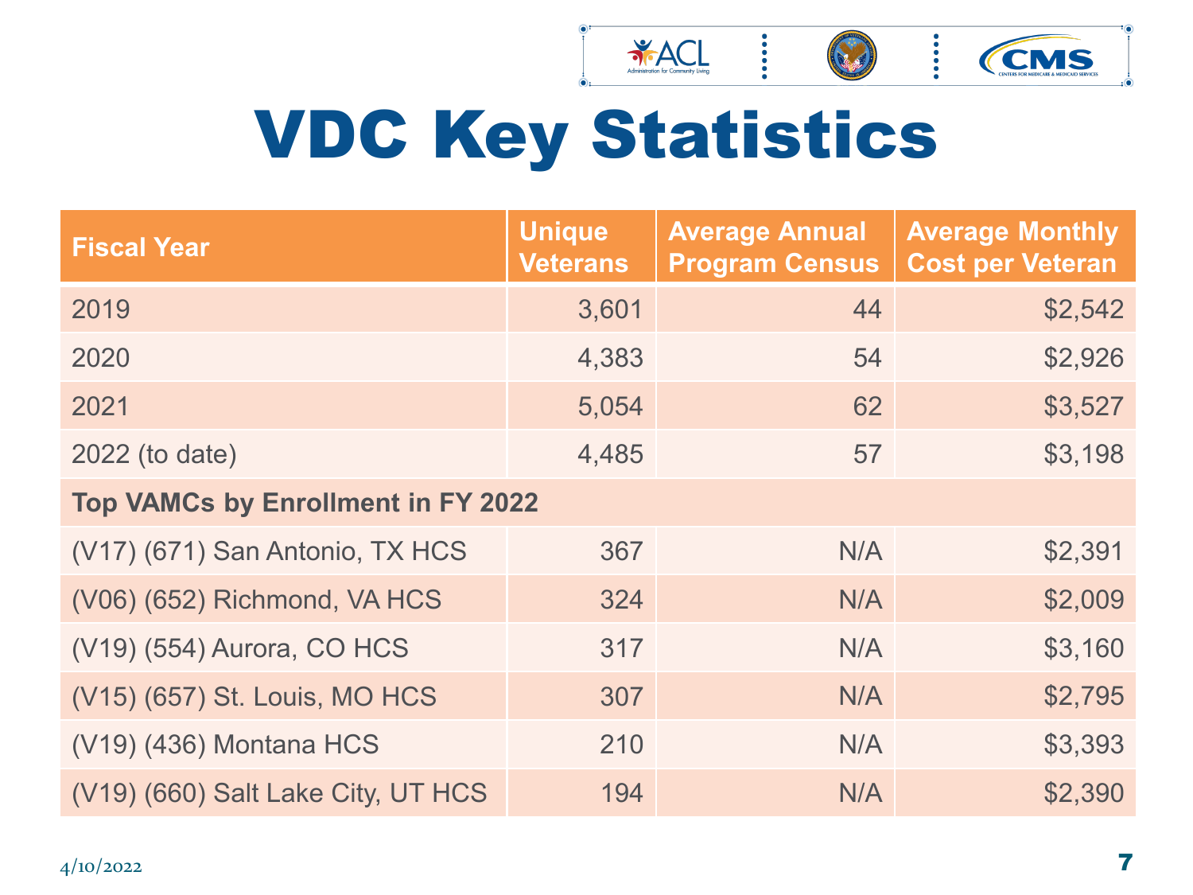# VDC Key Statistics

| Fiscal Year | Unique Veterans | Average Annual Program Census | Average Monthly Cost per Veteran |
|---|---:|---:|---:|
| 2019 | 3,601 | 44 | $2,542 |
| 2020 | 4,383 | 54 | $2,926 |
| 2021 | 5,054 | 62 | $3,527 |
| 2022 (to date) | 4,485 | 57 | $3,198 |
| **Top VAMCs by Enrollment in FY 2022** | | | |
| (V17) (671) San Antonio, TX HCS | 367 | N/A | $2,391 |
| (V06) (652) Richmond, VA HCS | 324 | N/A | $2,009 |
| (V19) (554) Aurora, CO HCS | 317 | N/A | $3,160 |
| (V15) (657) St. Louis, MO HCS | 307 | N/A | $2,795 |
| (V19) (436) Montana HCS | 210 | N/A | $3,393 |
| (V19) (660) Salt Lake City, UT HCS | 194 | N/A | $2,390 |

4/10/2022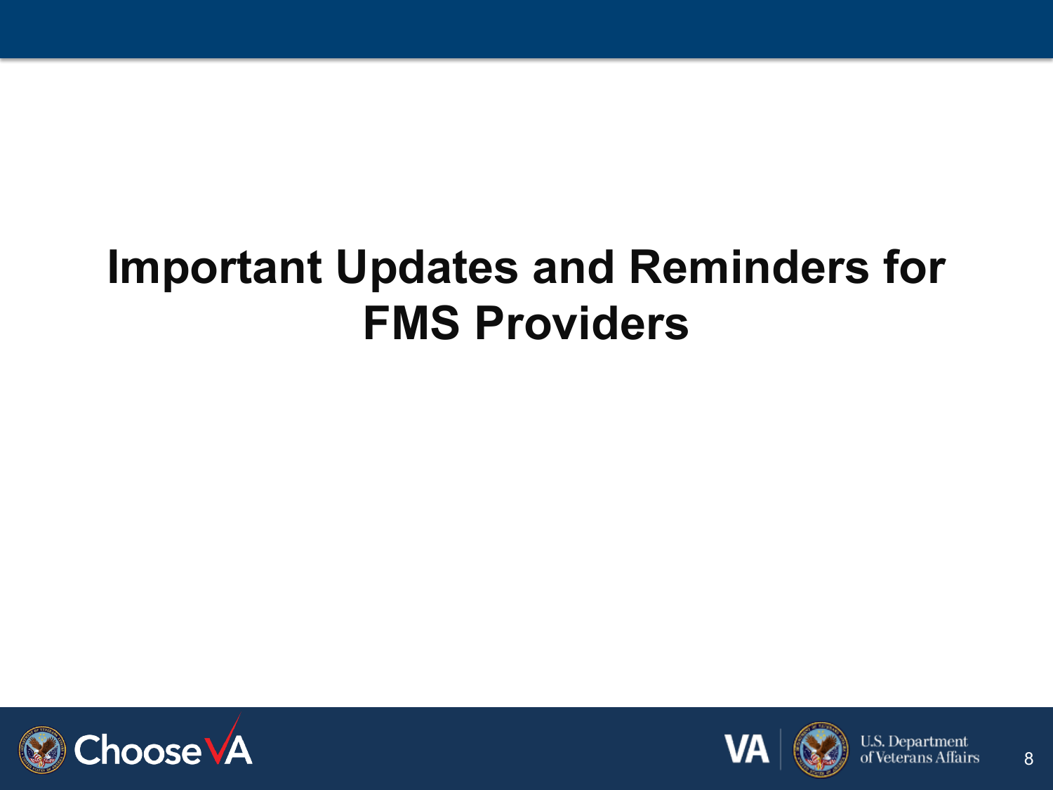# Important Updates and Reminders for FMS Providers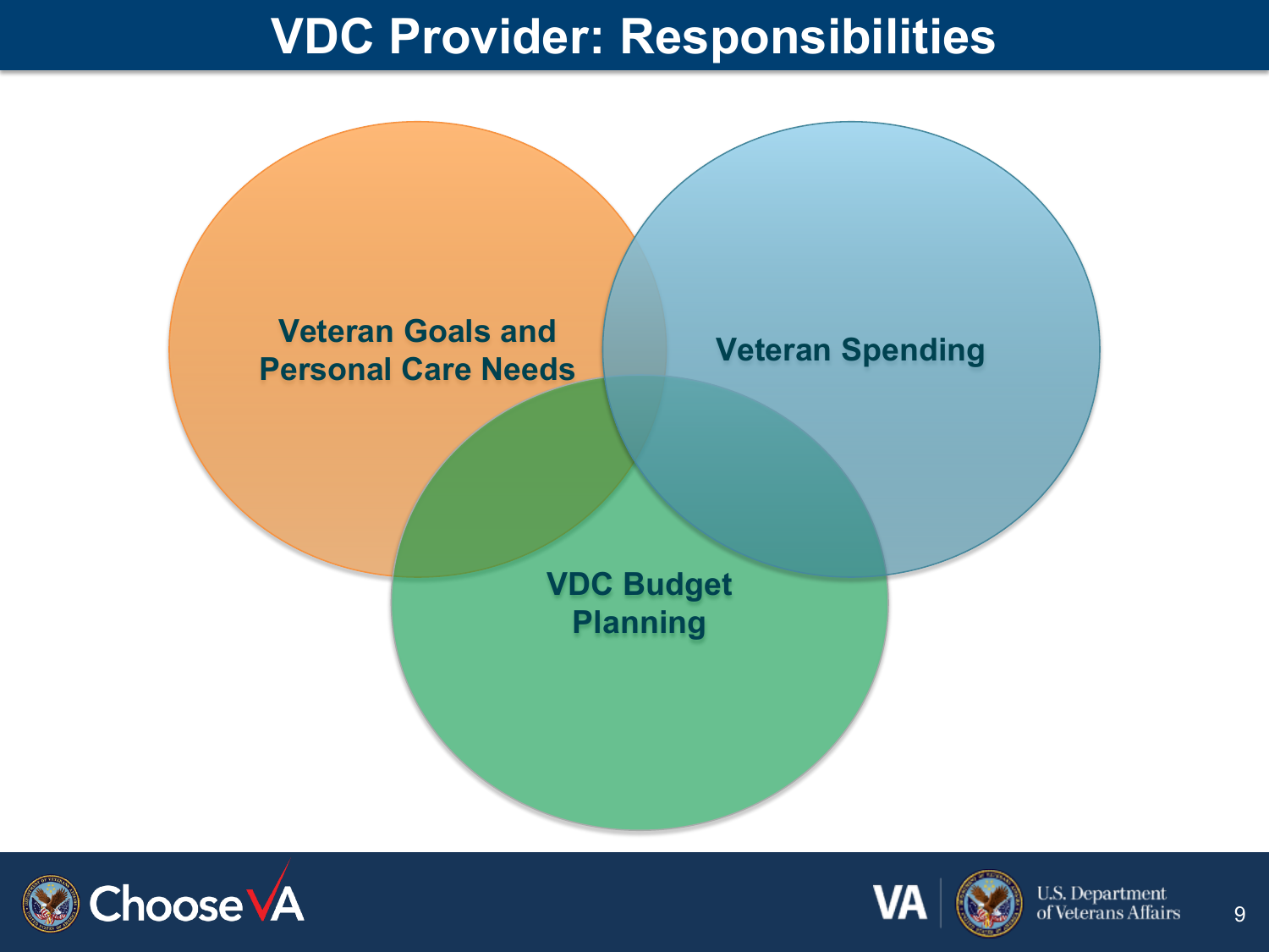# VDC Provider: Responsibilities

Veteran Goals and Personal Care Needs

Veteran Spending

VDC Budget Planning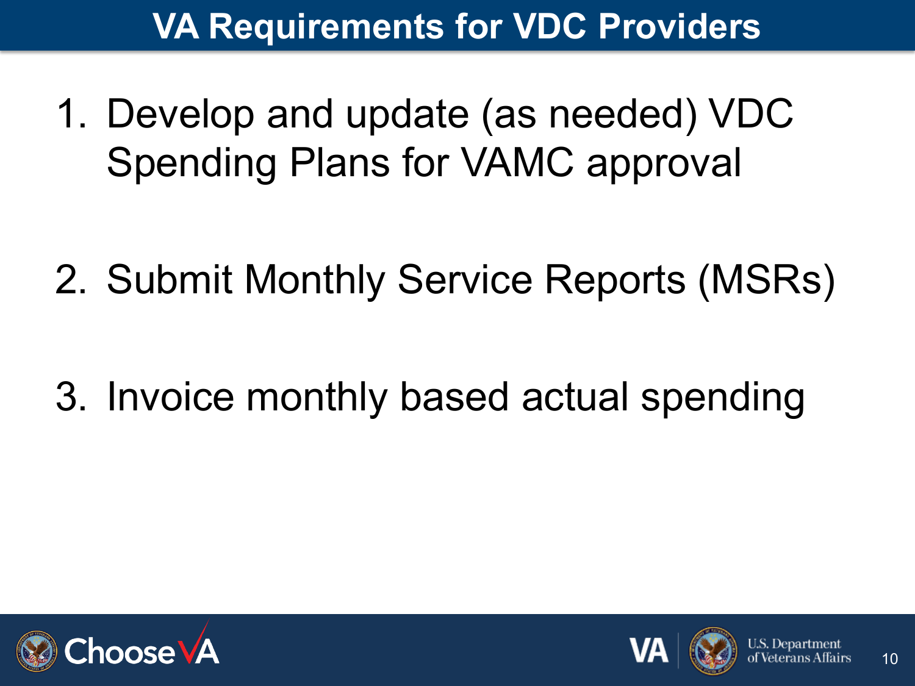# VA Requirements for VDC Providers

1. Develop and update (as needed) VDC Spending Plans for VAMC approval

2. Submit Monthly Service Reports (MSRs)

3. Invoice monthly based actual spending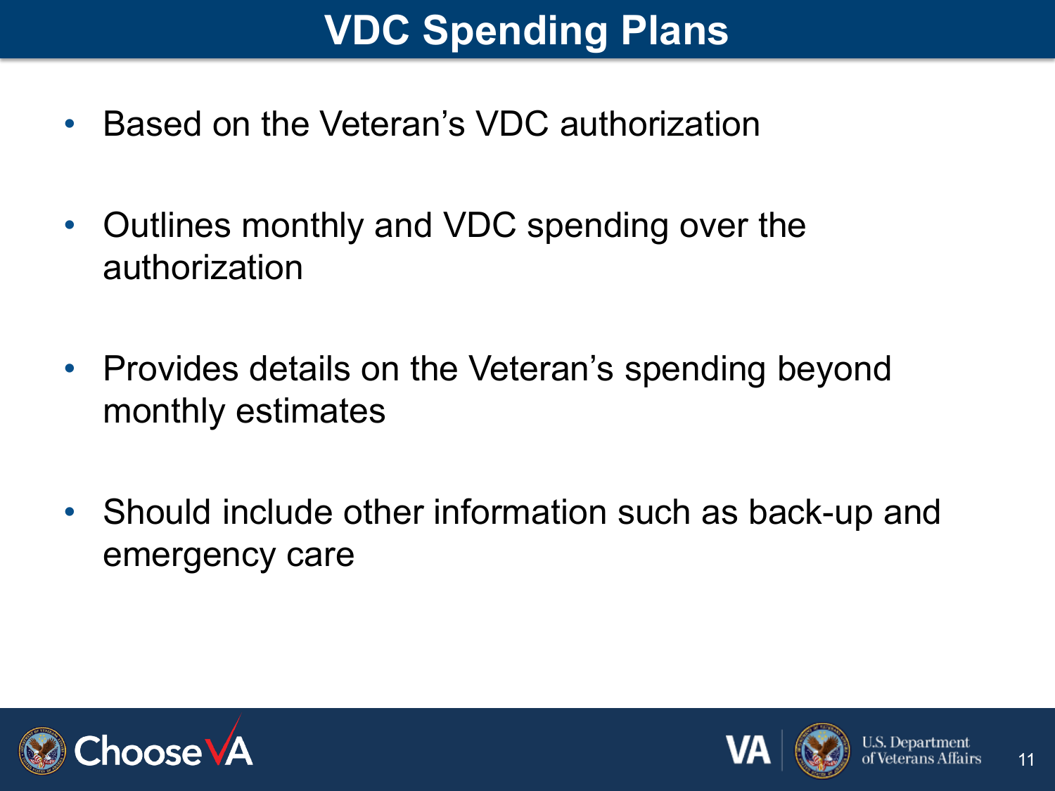# VDC Spending Plans

- Based on the Veteran's VDC authorization
- Outlines monthly and VDC spending over the authorization
- Provides details on the Veteran's spending beyond monthly estimates
- Should include other information such as back-up and emergency care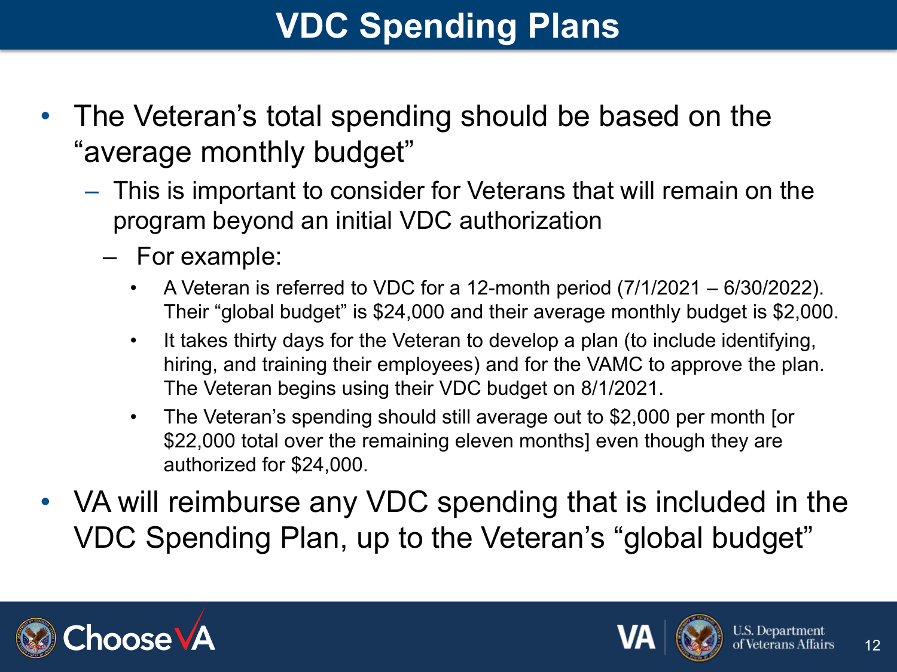# VDC Spending Plans

- The Veteran's total spending should be based on the "average monthly budget"
  - This is important to consider for Veterans that will remain on the program beyond an initial VDC authorization
    - For example:
      - A Veteran is referred to VDC for a 12-month period (7/1/2021 – 6/30/2022). Their "global budget" is $24,000 and their average monthly budget is $2,000.
      - It takes thirty days for the Veteran to develop a plan (to include identifying, hiring, and training their employees) and for the VAMC to approve the plan. The Veteran begins using their VDC budget on 8/1/2021.
      - The Veteran's spending should still average out to $2,000 per month [or $22,000 total over the remaining eleven months] even though they are authorized for $24,000.
- VA will reimburse any VDC spending that is included in the VDC Spending Plan, up to the Veteran's "global budget"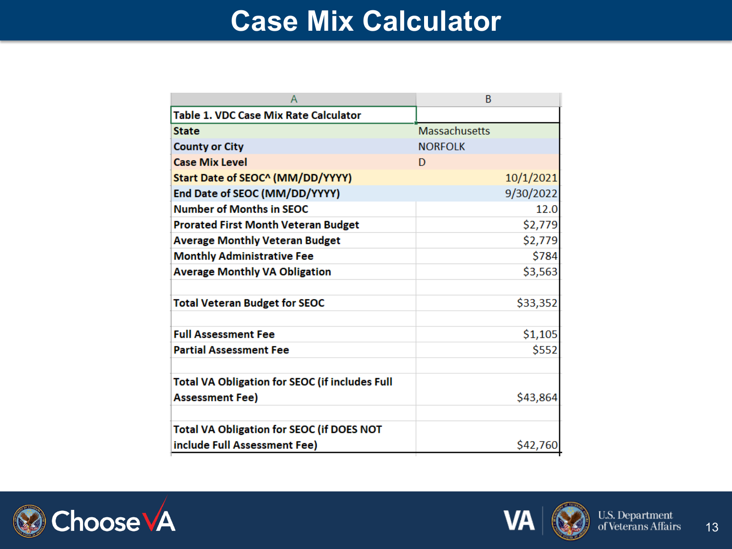# Case Mix Calculator

| Table 1. VDC Case Mix Rate Calculator | |
|---|---|
| State | Massachusetts |
| County or City | NORFOLK |
| Case Mix Level | D |
| Start Date of SEOC^ (MM/DD/YYYY) | 10/1/2021 |
| End Date of SEOC (MM/DD/YYYY) | 9/30/2022 |
| Number of Months in SEOC | 12.0 |
| Prorated First Month Veteran Budget | $2,779 |
| Average Monthly Veteran Budget | $2,779 |
| Monthly Administrative Fee | $784 |
| Average Monthly VA Obligation | $3,563 |
| | |
| Total Veteran Budget for SEOC | $33,352 |
| | |
| Full Assessment Fee | $1,105 |
| Partial Assessment Fee | $552 |
| | |
| Total VA Obligation for SEOC (if includes Full Assessment Fee) | $43,864 |
| | |
| Total VA Obligation for SEOC (if DOES NOT include Full Assessment Fee) | $42,760 |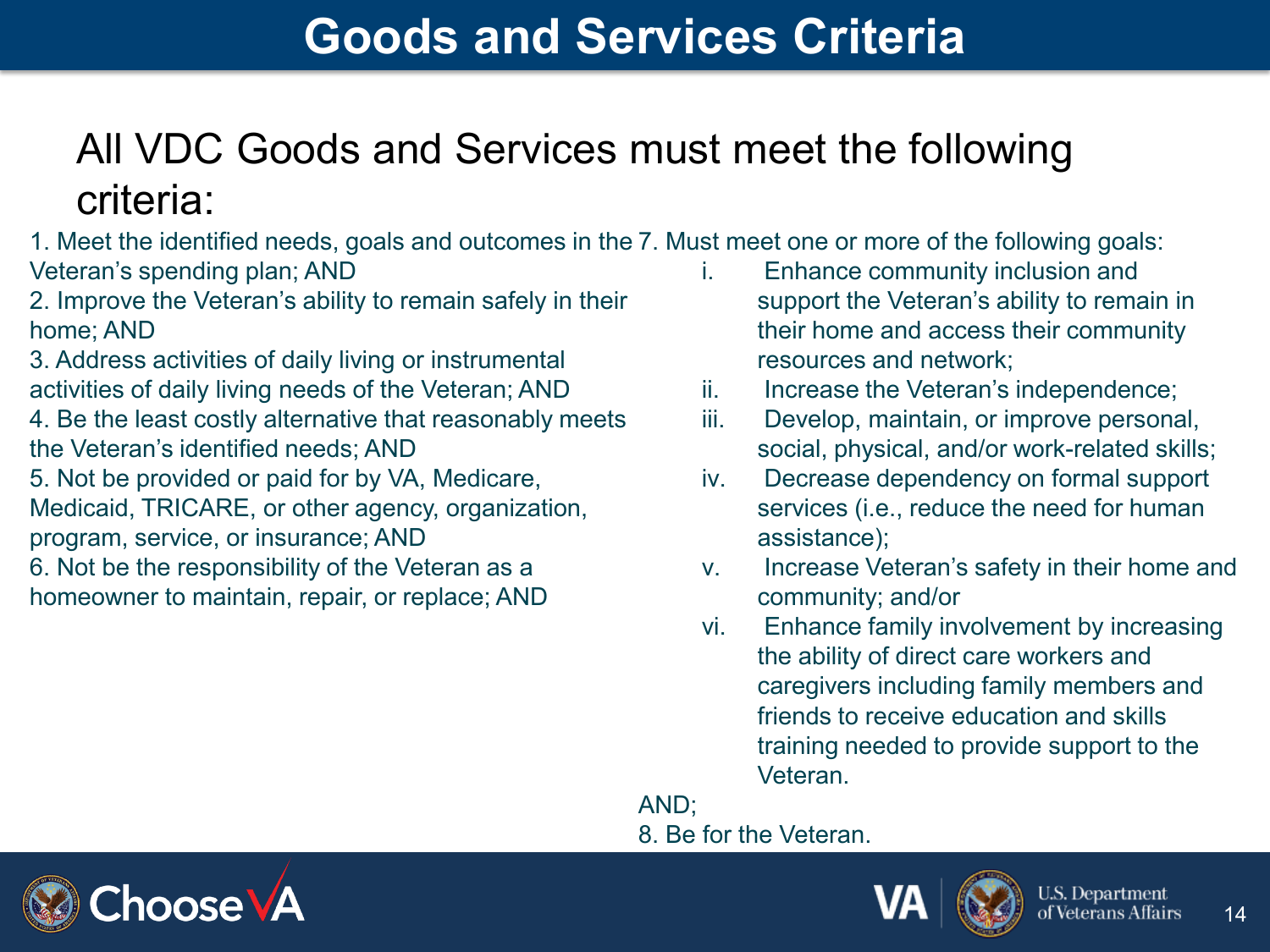# Goods and Services Criteria

All VDC Goods and Services must meet the following criteria:

1. Meet the identified needs, goals and outcomes in the Veteran's spending plan; AND
2. Improve the Veteran's ability to remain safely in their home; AND
3. Address activities of daily living or instrumental activities of daily living needs of the Veteran; AND
4. Be the least costly alternative that reasonably meets the Veteran's identified needs; AND
5. Not be provided or paid for by VA, Medicare, Medicaid, TRICARE, or other agency, organization, program, service, or insurance; AND
6. Not be the responsibility of the Veteran as a homeowner to maintain, repair, or replace; AND
7. Must meet one or more of the following goals:
   - i. Enhance community inclusion and support the Veteran's ability to remain in their home and access their community resources and network;
   - ii. Increase the Veteran's independence;
   - iii. Develop, maintain, or improve personal, social, physical, and/or work-related skills;
   - iv. Decrease dependency on formal support services (i.e., reduce the need for human assistance);
   - v. Increase Veteran's safety in their home and community; and/or
   - vi. Enhance family involvement by increasing the ability of direct care workers and caregivers including family members and friends to receive education and skills training needed to provide support to the Veteran.

   AND;
8. Be for the Veteran.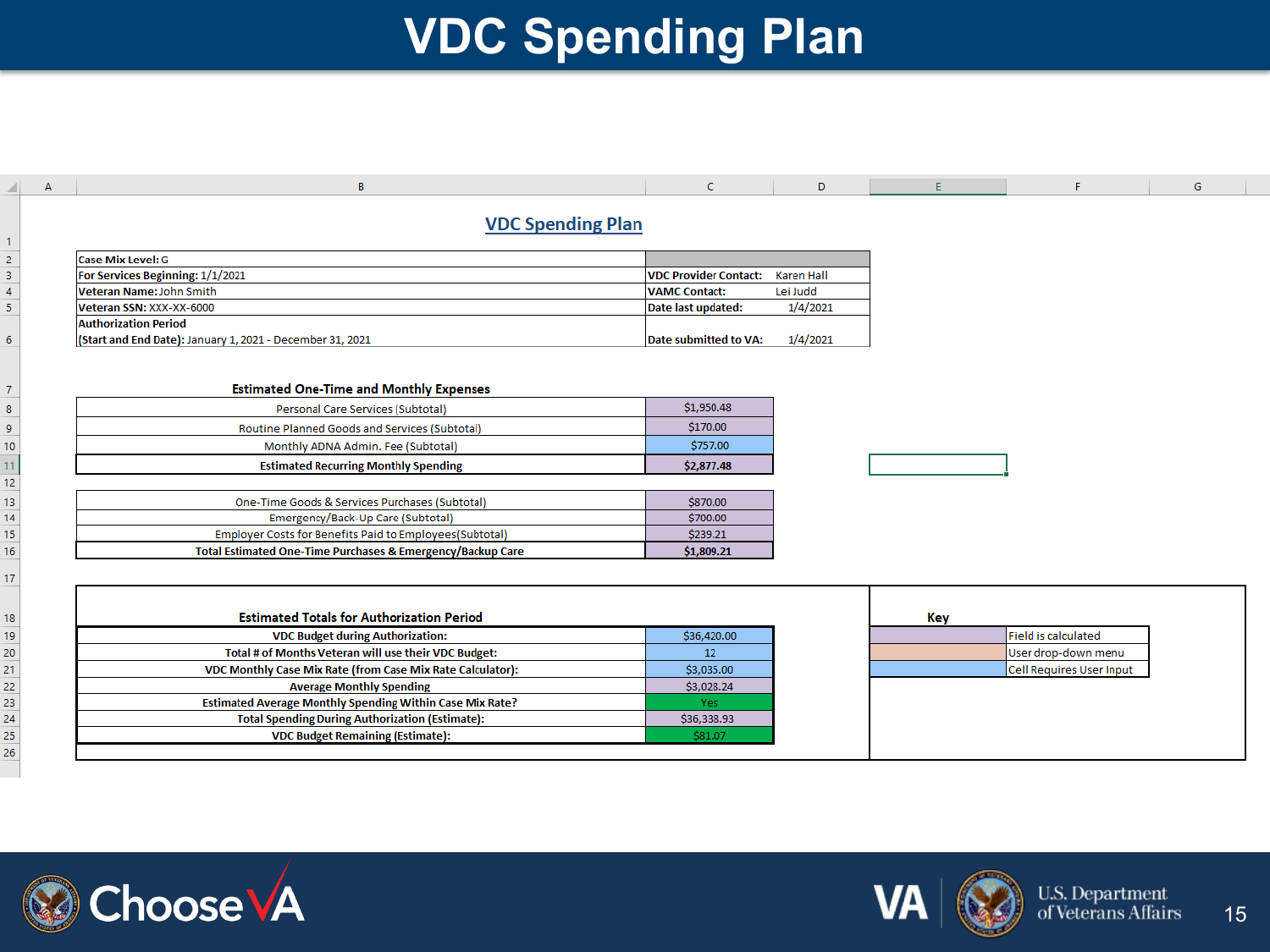# VDC Spending Plan

## VDC Spending Plan

| | |
|---|---|
| **Case Mix Level:** G | |
| **For Services Beginning:** 1/1/2021 | **VDC Provider Contact:** Karen Hall |
| **Veteran Name:** John Smith | **VAMC Contact:** Lei Judd |
| **Veteran SSN:** XXX-XX-6000 | **Date last updated:** 1/4/2021 |
| **Authorization Period (Start and End Date):** January 1, 2021 - December 31, 2021 | **Date submitted to VA:** 1/4/2021 |

**Estimated One-Time and Monthly Expenses**

| Item | Amount |
|---|---|
| Personal Care Services (Subtotal) | $1,950.48 |
| Routine Planned Goods and Services (Subtotal) | $170.00 |
| Monthly ADNA Admin. Fee (Subtotal) | $757.00 |
| **Estimated Recurring Monthly Spending** | **$2,877.48** |

| Item | Amount |
|---|---|
| One-Time Goods & Services Purchases (Subtotal) | $870.00 |
| Emergency/Back-Up Care (Subtotal) | $700.00 |
| Employer Costs for Benefits Paid to Employees(Subtotal) | $239.21 |
| **Total Estimated One-Time Purchases & Emergency/Backup Care** | **$1,809.21** |

**Estimated Totals for Authorization Period**

| Item | Value |
|---|---|
| VDC Budget during Authorization: | $36,420.00 |
| Total # of Months Veteran will use their VDC Budget: | 12 |
| VDC Monthly Case Mix Rate (from Case Mix Rate Calculator): | $3,035.00 |
| Average Monthly Spending | $3,028.24 |
| Estimated Average Monthly Spending Within Case Mix Rate? | Yes |
| Total Spending During Authorization (Estimate): | $36,338.93 |
| VDC Budget Remaining (Estimate): | $81.07 |

**Key**

| Color | Meaning |
|---|---|
| Purple | Field is calculated |
| Orange | User drop-down menu |
| Blue | Cell Requires User Input |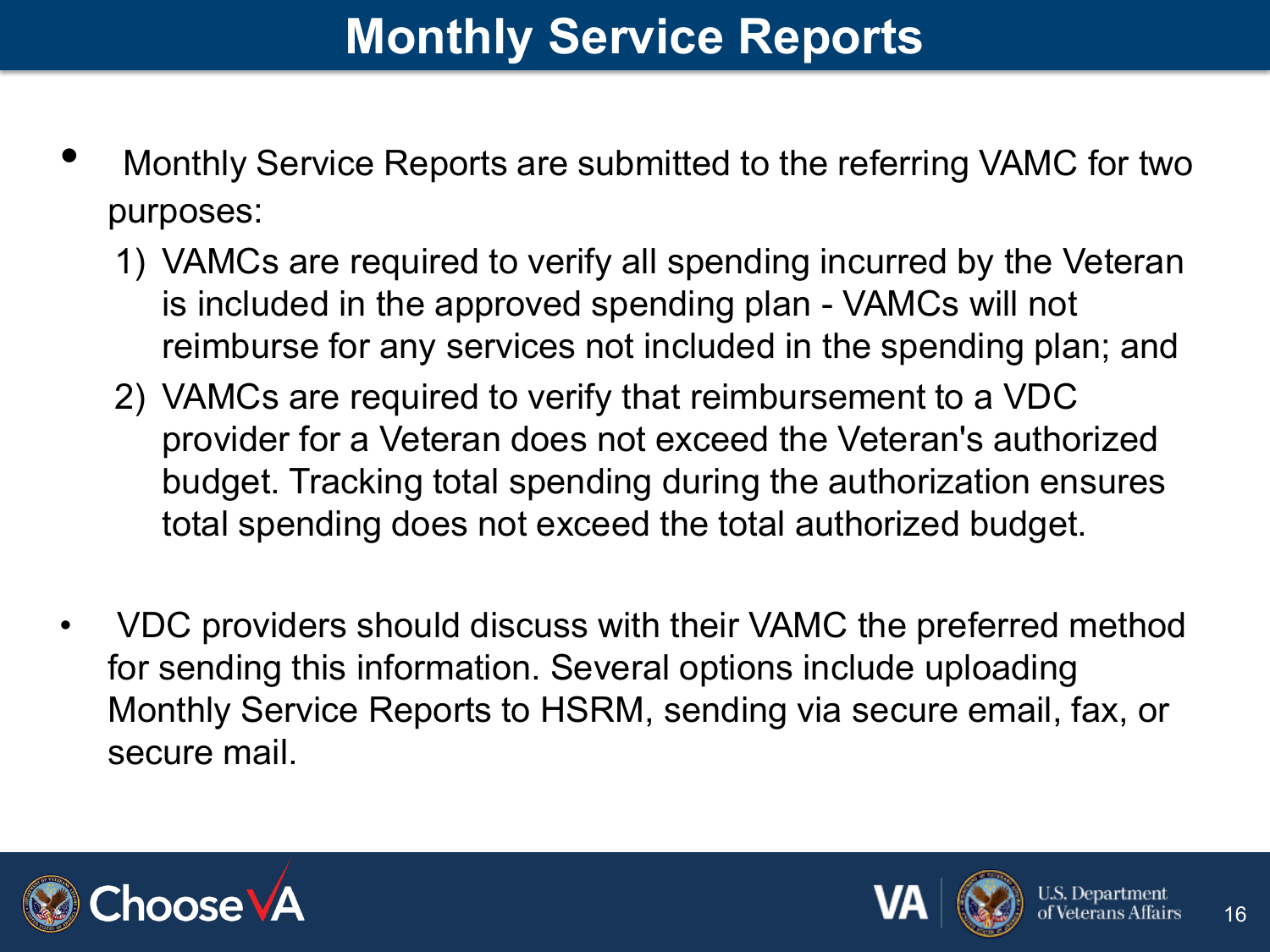# Monthly Service Reports

- Monthly Service Reports are submitted to the referring VAMC for two purposes:
  1) VAMCs are required to verify all spending incurred by the Veteran is included in the approved spending plan - VAMCs will not reimburse for any services not included in the spending plan; and
  2) VAMCs are required to verify that reimbursement to a VDC provider for a Veteran does not exceed the Veteran's authorized budget. Tracking total spending during the authorization ensures total spending does not exceed the total authorized budget.

- VDC providers should discuss with their VAMC the preferred method for sending this information. Several options include uploading Monthly Service Reports to HSRM, sending via secure email, fax, or secure mail.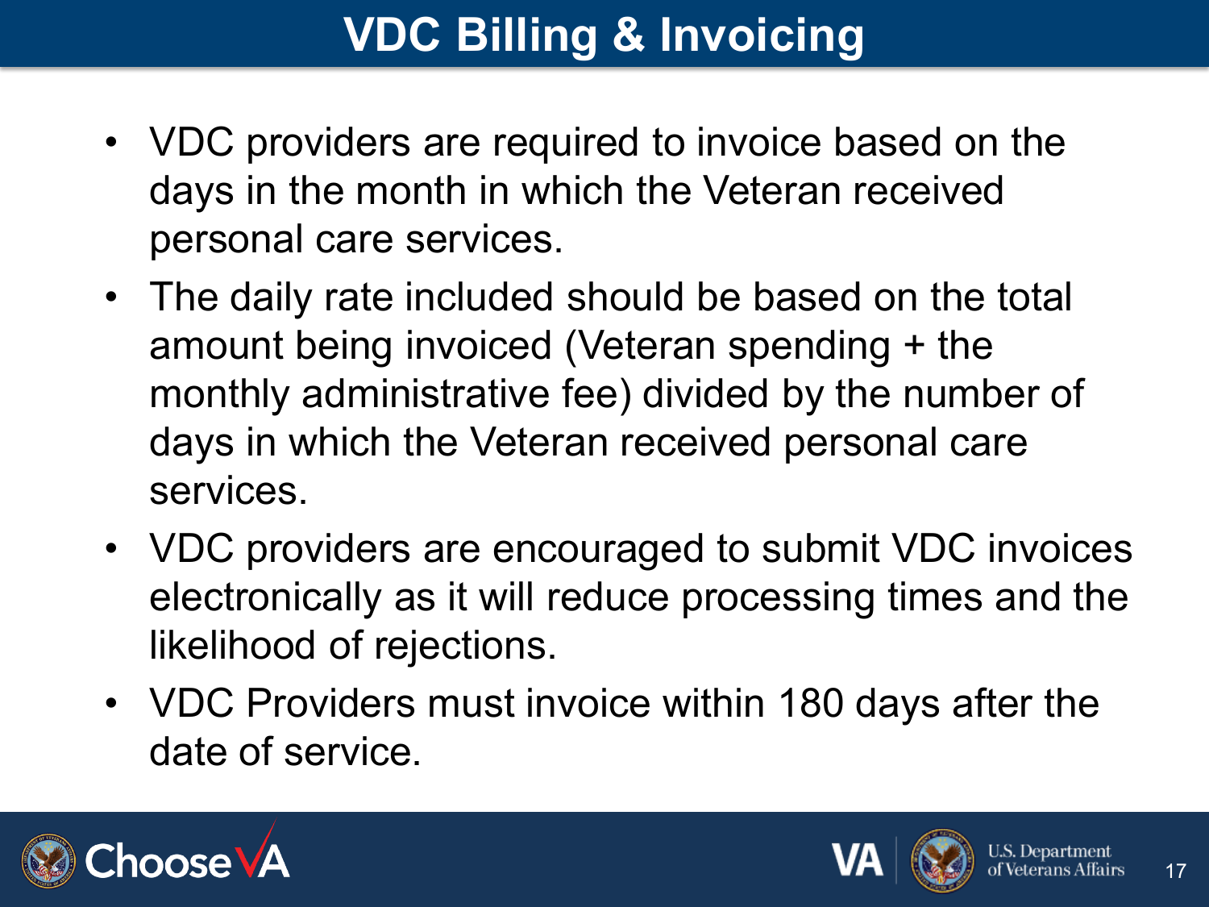# VDC Billing & Invoicing

- VDC providers are required to invoice based on the days in the month in which the Veteran received personal care services.
- The daily rate included should be based on the total amount being invoiced (Veteran spending + the monthly administrative fee) divided by the number of days in which the Veteran received personal care services.
- VDC providers are encouraged to submit VDC invoices electronically as it will reduce processing times and the likelihood of rejections.
- VDC Providers must invoice within 180 days after the date of service.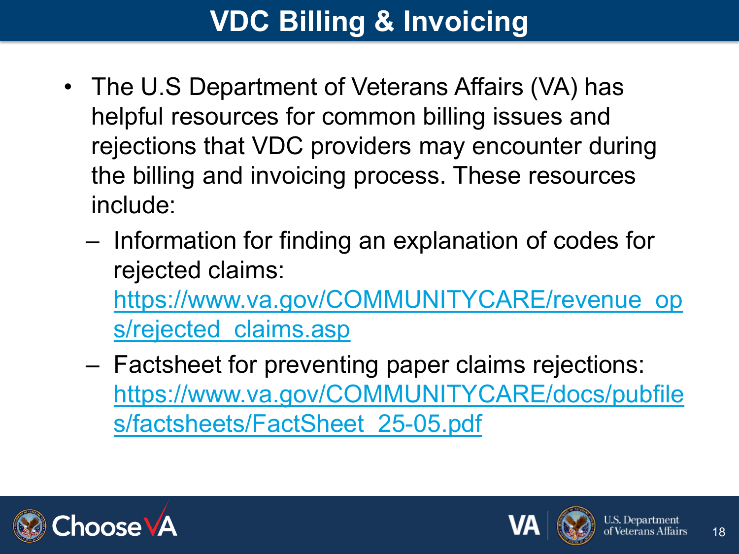# VDC Billing & Invoicing

- The U.S Department of Veterans Affairs (VA) has helpful resources for common billing issues and rejections that VDC providers may encounter during the billing and invoicing process. These resources include:
  - Information for finding an explanation of codes for rejected claims: https://www.va.gov/COMMUNITYCARE/revenue_ops/rejected_claims.asp
  - Factsheet for preventing paper claims rejections: https://www.va.gov/COMMUNITYCARE/docs/pubfiles/factsheets/FactSheet_25-05.pdf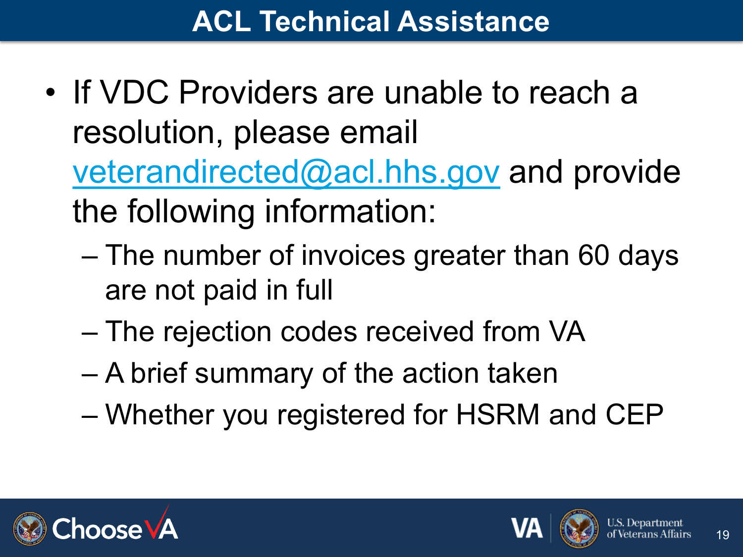# ACL Technical Assistance

- If VDC Providers are unable to reach a resolution, please email veterandirected@acl.hhs.gov and provide the following information:
  - The number of invoices greater than 60 days are not paid in full
  - The rejection codes received from VA
  - A brief summary of the action taken
  - Whether you registered for HSRM and CEP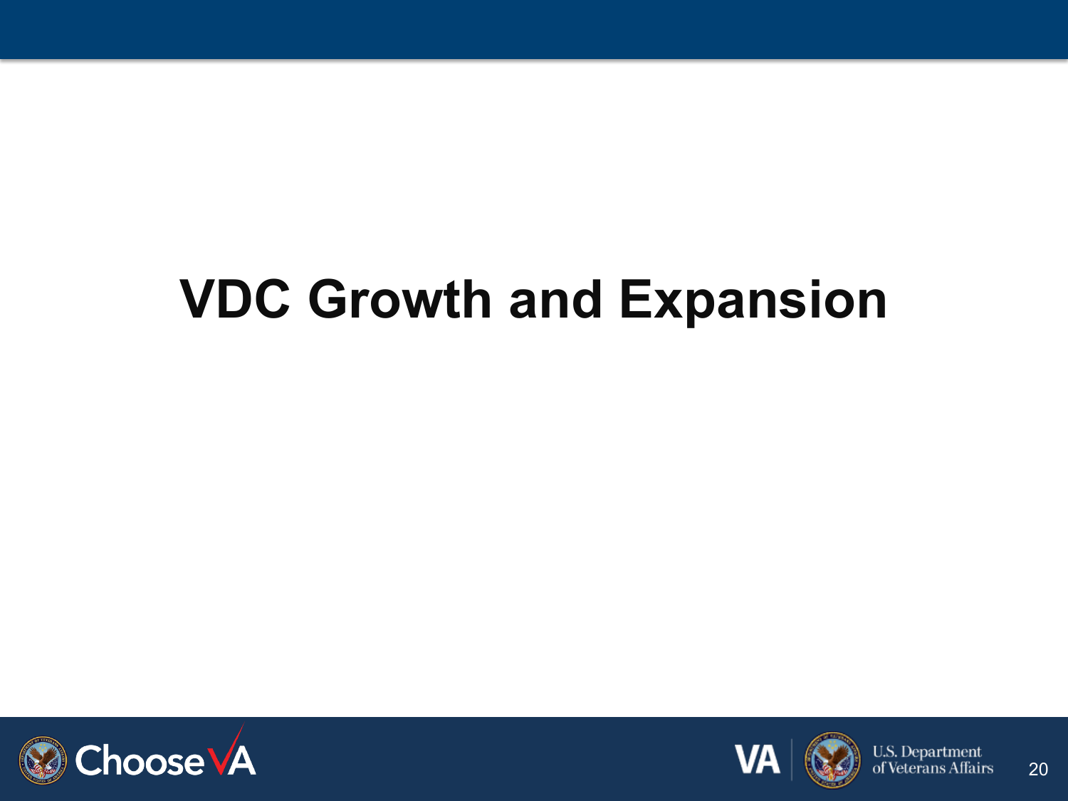# VDC Growth and Expansion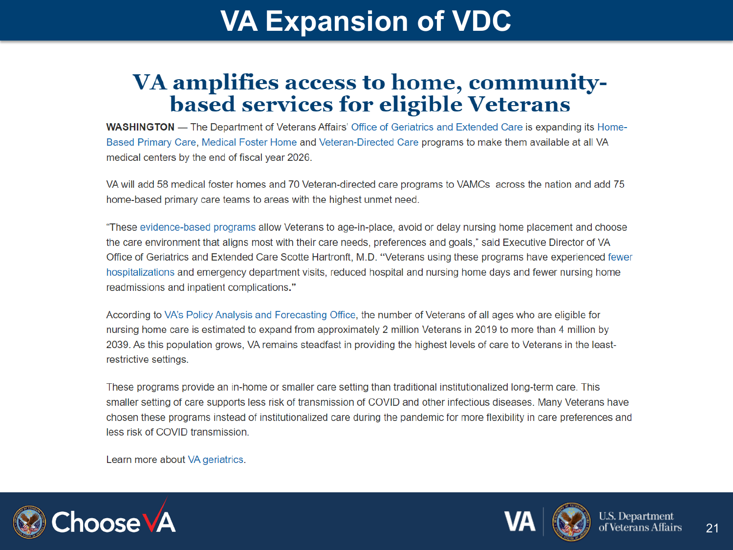# VA Expansion of VDC

## VA amplifies access to home, community-based services for eligible Veterans

**WASHINGTON** — The Department of Veterans Affairs' Office of Geriatrics and Extended Care is expanding its Home-Based Primary Care, Medical Foster Home and Veteran-Directed Care programs to make them available at all VA medical centers by the end of fiscal year 2026.

VA will add 58 medical foster homes and 70 Veteran-directed care programs to VAMCs across the nation and add 75 home-based primary care teams to areas with the highest unmet need.

"These evidence-based programs allow Veterans to age-in-place, avoid or delay nursing home placement and choose the care environment that aligns most with their care needs, preferences and goals," said Executive Director of VA Office of Geriatrics and Extended Care Scotte Hartronft, M.D. "Veterans using these programs have experienced fewer hospitalizations and emergency department visits, reduced hospital and nursing home days and fewer nursing home readmissions and inpatient complications."

According to VA's Policy Analysis and Forecasting Office, the number of Veterans of all ages who are eligible for nursing home care is estimated to expand from approximately 2 million Veterans in 2019 to more than 4 million by 2039. As this population grows, VA remains steadfast in providing the highest levels of care to Veterans in the least-restrictive settings.

These programs provide an in-home or smaller care setting than traditional institutionalized long-term care. This smaller setting of care supports less risk of transmission of COVID and other infectious diseases. Many Veterans have chosen these programs instead of institutionalized care during the pandemic for more flexibility in care preferences and less risk of COVID transmission.

Learn more about VA geriatrics.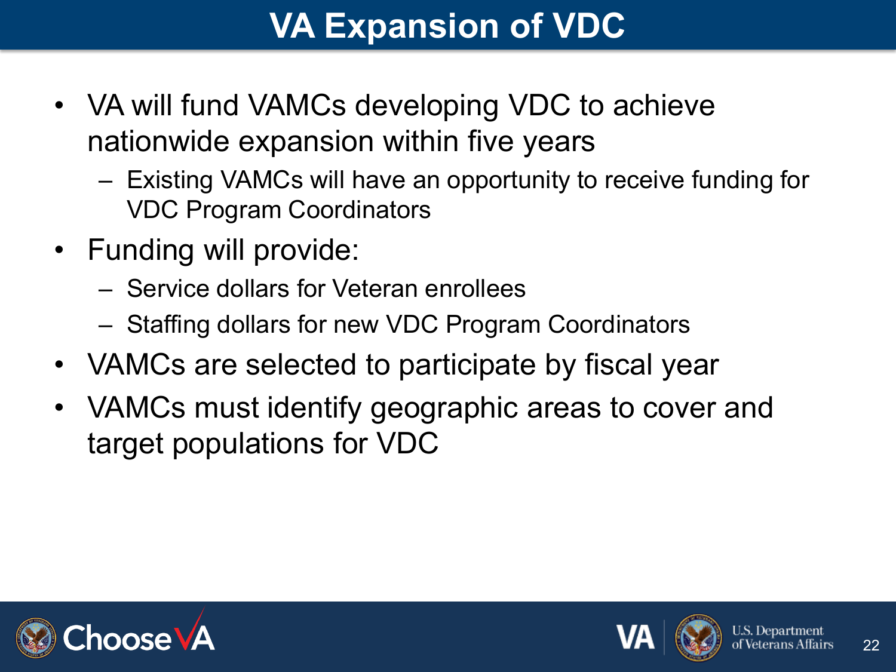# VA Expansion of VDC

- VA will fund VAMCs developing VDC to achieve nationwide expansion within five years
  - Existing VAMCs will have an opportunity to receive funding for VDC Program Coordinators
- Funding will provide:
  - Service dollars for Veteran enrollees
  - Staffing dollars for new VDC Program Coordinators
- VAMCs are selected to participate by fiscal year
- VAMCs must identify geographic areas to cover and target populations for VDC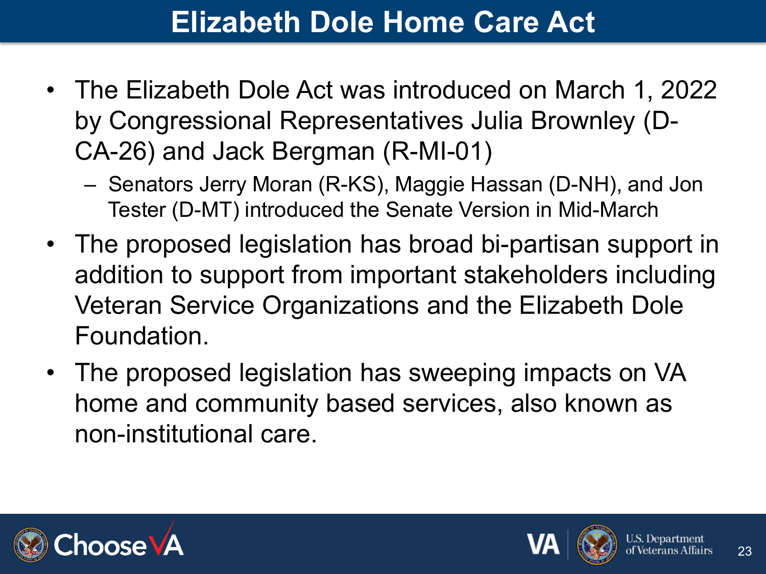# Elizabeth Dole Home Care Act

- The Elizabeth Dole Act was introduced on March 1, 2022 by Congressional Representatives Julia Brownley (D-CA-26) and Jack Bergman (R-MI-01)
  - Senators Jerry Moran (R-KS), Maggie Hassan (D-NH), and Jon Tester (D-MT) introduced the Senate Version in Mid-March
- The proposed legislation has broad bi-partisan support in addition to support from important stakeholders including Veteran Service Organizations and the Elizabeth Dole Foundation.
- The proposed legislation has sweeping impacts on VA home and community based services, also known as non-institutional care.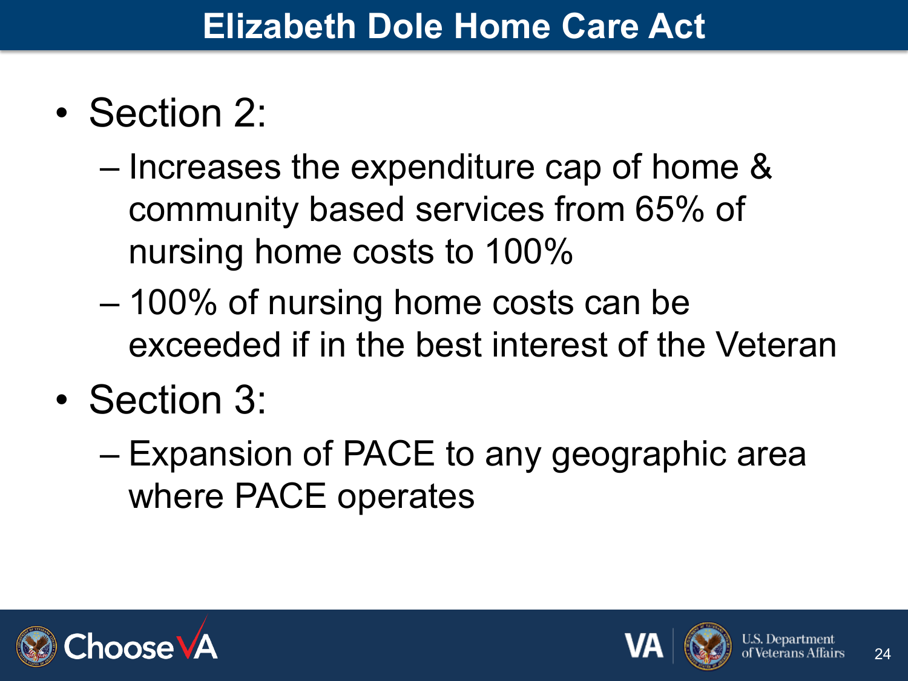# Elizabeth Dole Home Care Act

- Section 2:
  - Increases the expenditure cap of home & community based services from 65% of nursing home costs to 100%
  - 100% of nursing home costs can be exceeded if in the best interest of the Veteran
- Section 3:
  - Expansion of PACE to any geographic area where PACE operates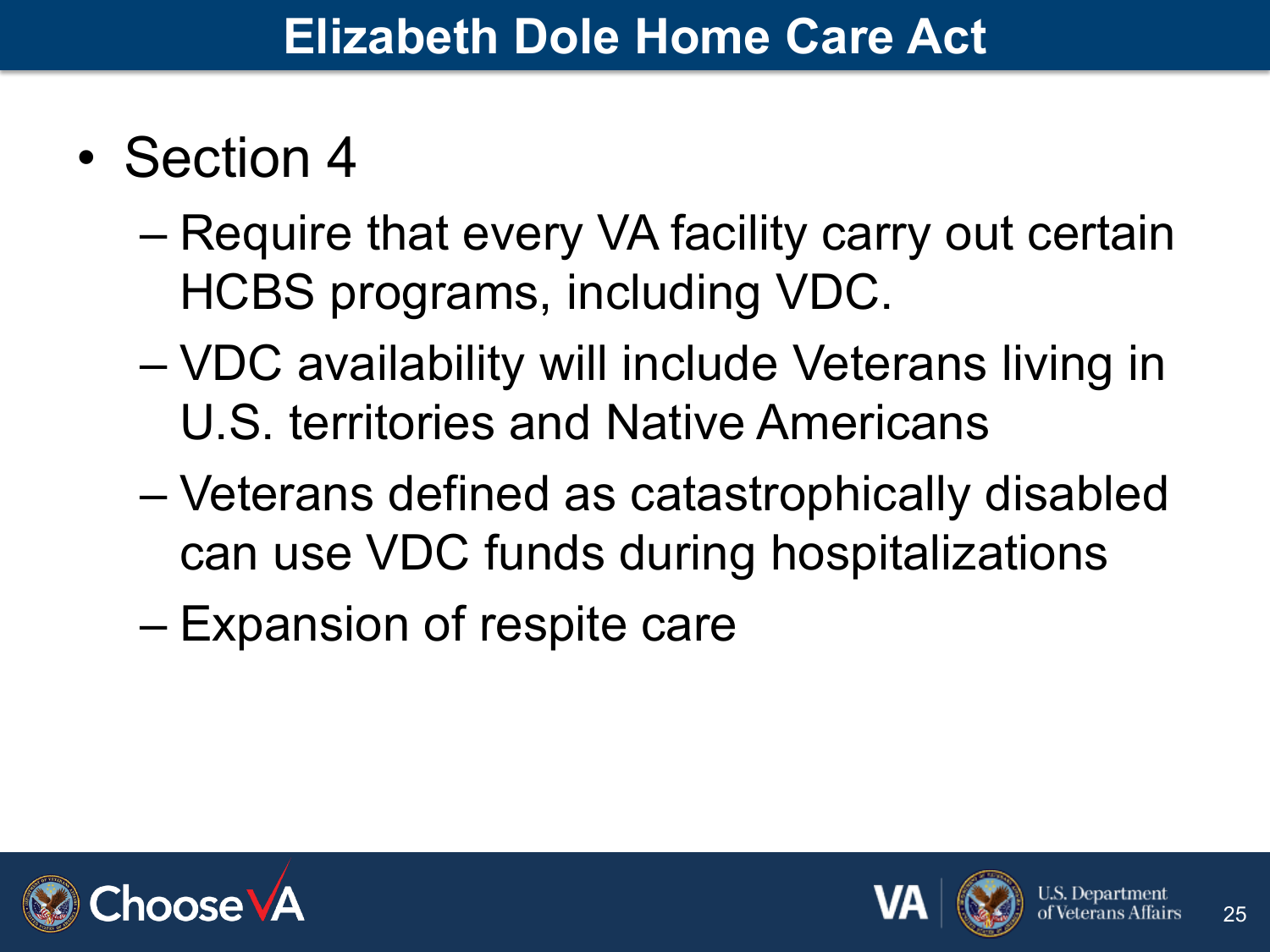# Elizabeth Dole Home Care Act

- Section 4
  - Require that every VA facility carry out certain HCBS programs, including VDC.
  - VDC availability will include Veterans living in U.S. territories and Native Americans
  - Veterans defined as catastrophically disabled can use VDC funds during hospitalizations
  - Expansion of respite care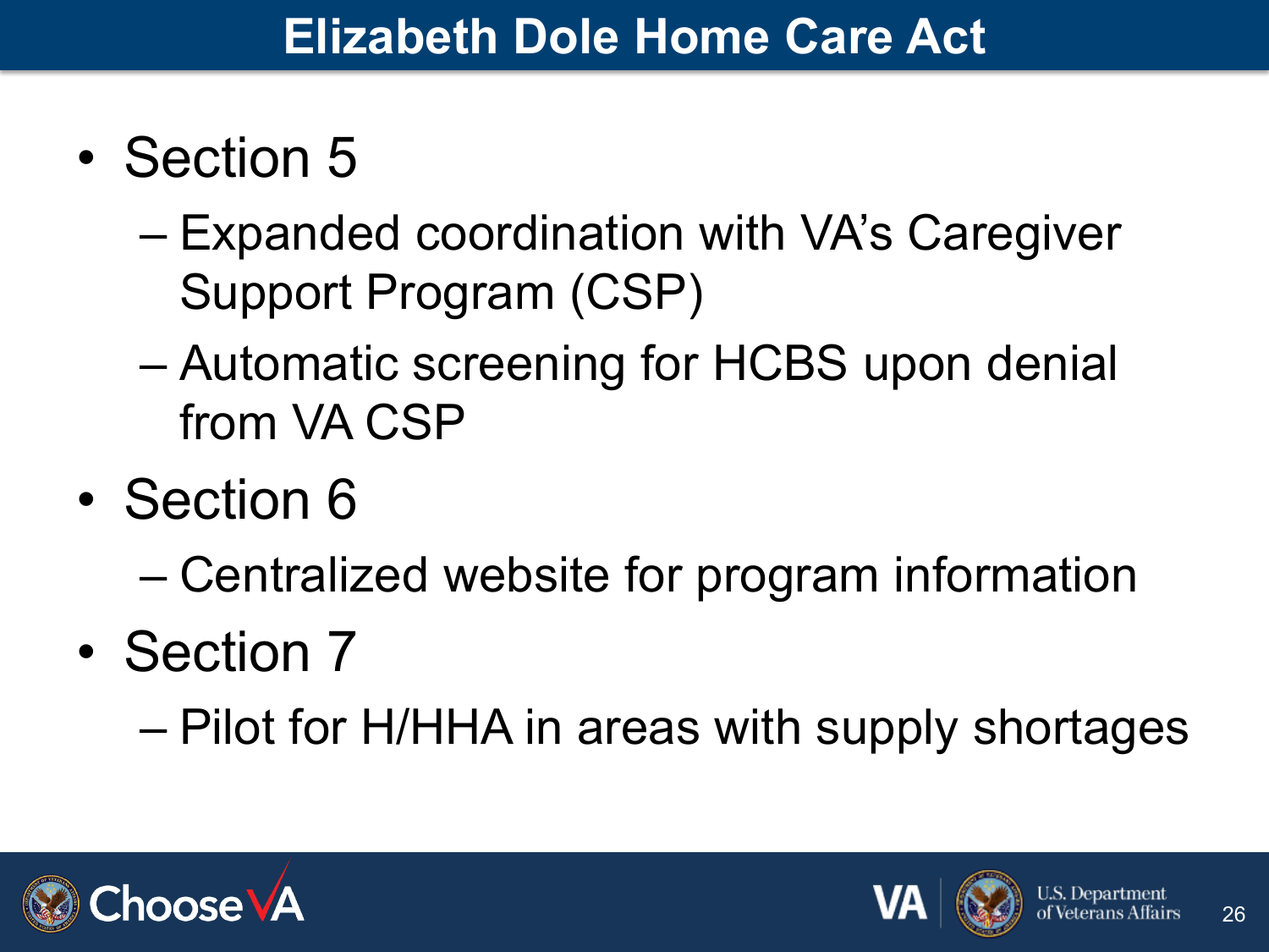# Elizabeth Dole Home Care Act

- Section 5
  - Expanded coordination with VA's Caregiver Support Program (CSP)
  - Automatic screening for HCBS upon denial from VA CSP
- Section 6
  - Centralized website for program information
- Section 7
  - Pilot for H/HHA in areas with supply shortages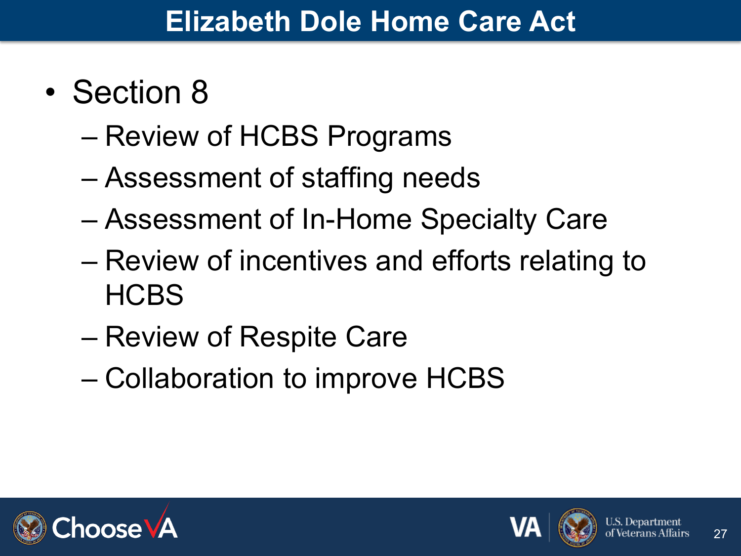# Elizabeth Dole Home Care Act

- Section 8
  - Review of HCBS Programs
  - Assessment of staffing needs
  - Assessment of In-Home Specialty Care
  - Review of incentives and efforts relating to HCBS
  - Review of Respite Care
  - Collaboration to improve HCBS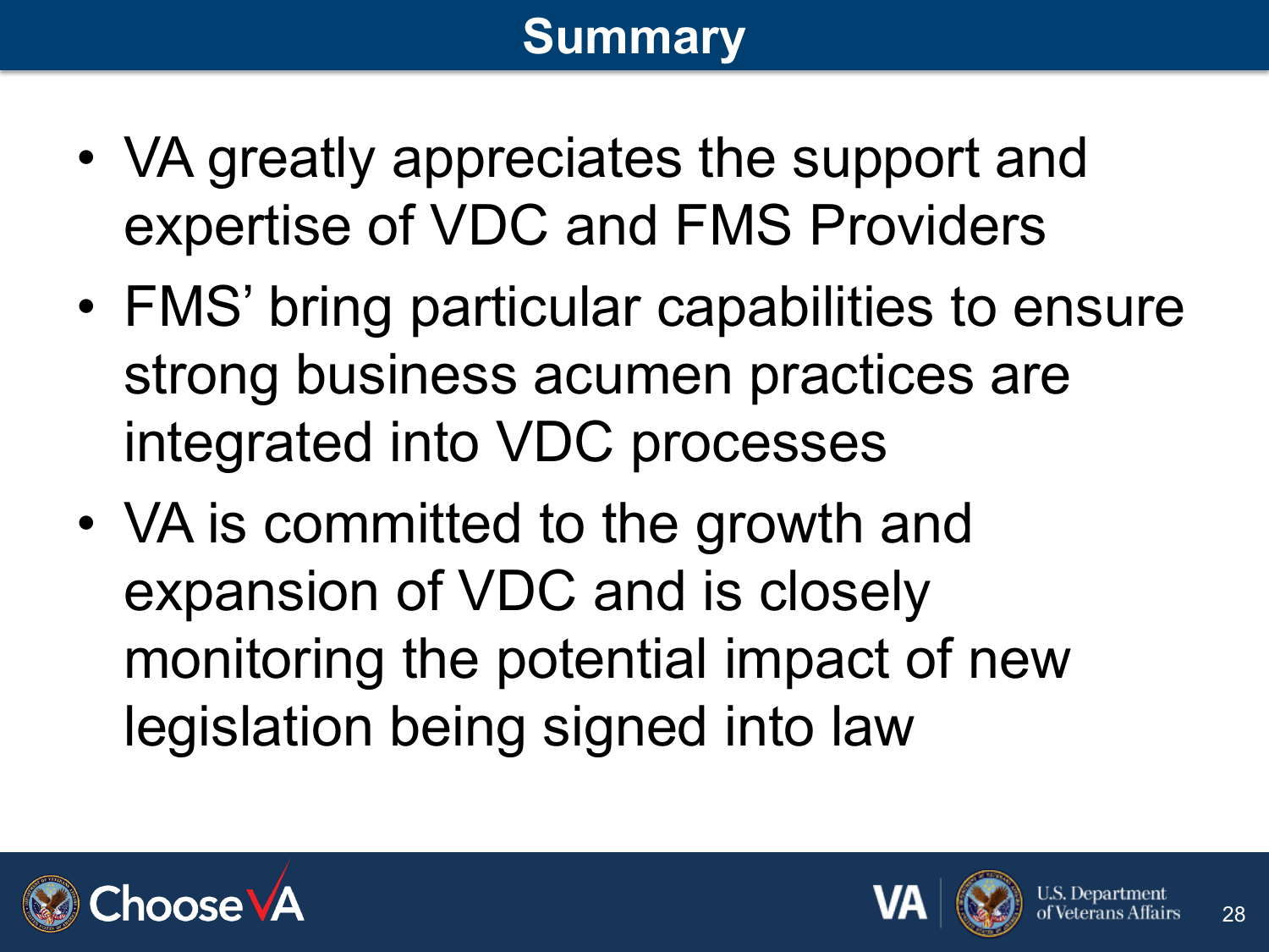# Summary

- VA greatly appreciates the support and expertise of VDC and FMS Providers
- FMS' bring particular capabilities to ensure strong business acumen practices are integrated into VDC processes
- VA is committed to the growth and expansion of VDC and is closely monitoring the potential impact of new legislation being signed into law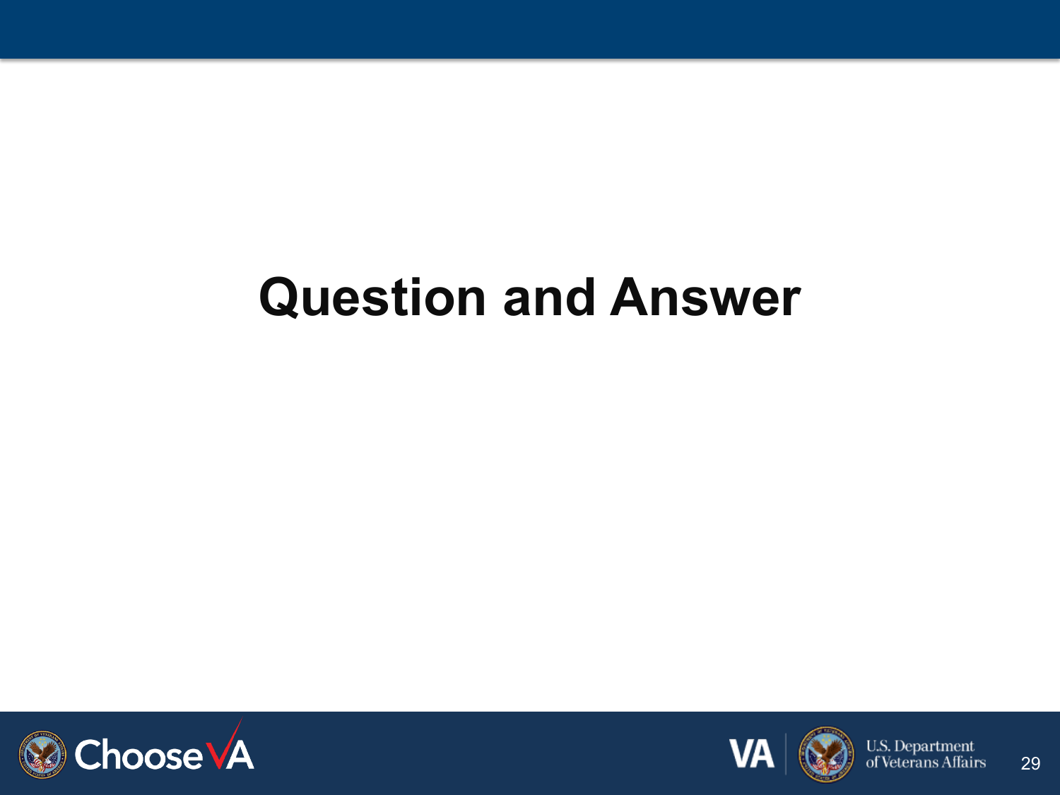# Question and Answer